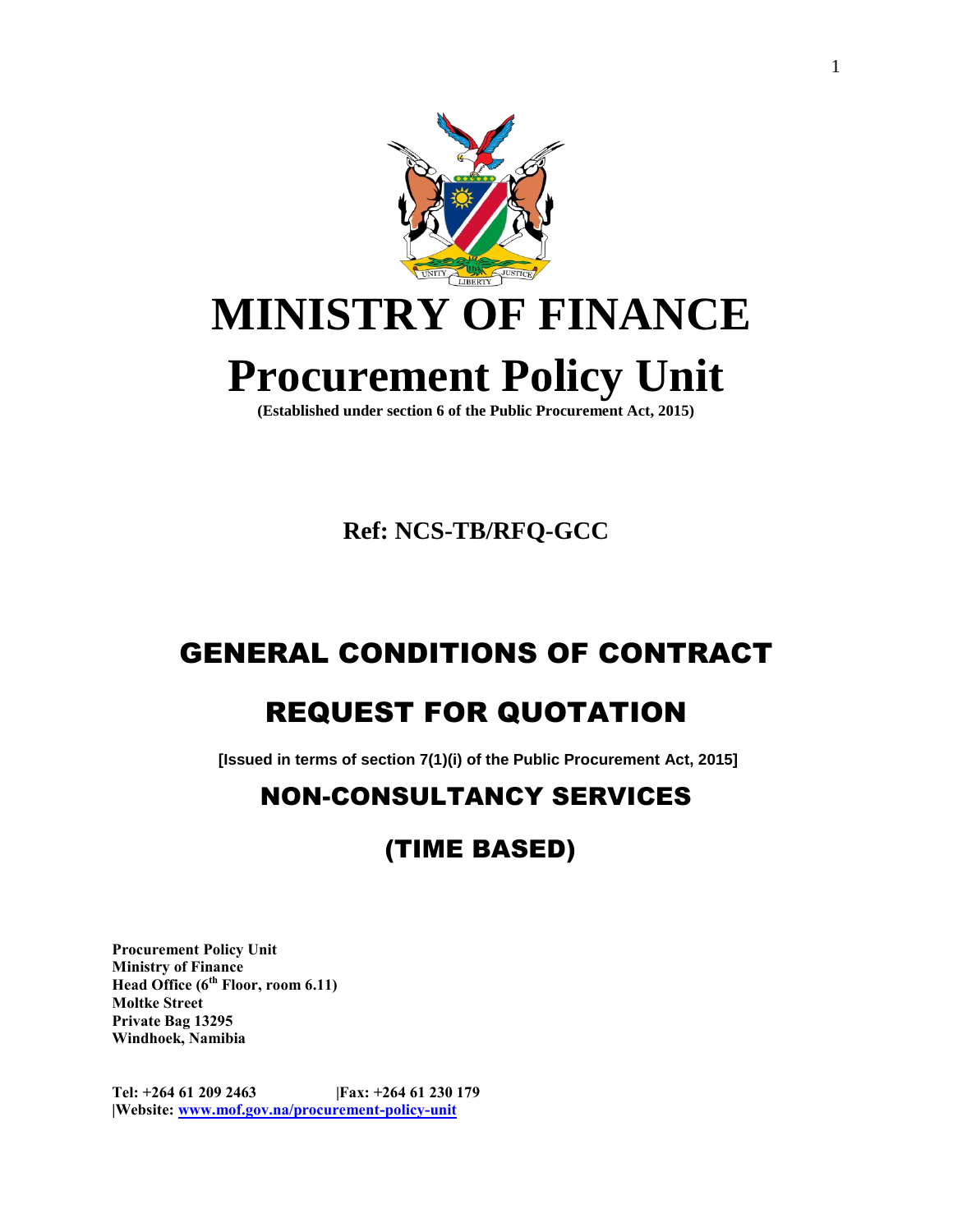# MINISTRY OF FINANCE

# Procurement Policy Unit

**(Established under section 6 of the Public Procurement Act, 2015)**

**Ref: NCS-TB/RFQ-GCC**

## GENERAL CONDITIONS OF CONTRACT

## REQUEST FOR QUOTATION

**[Issued in terms of section 7(1)(i) of the Public Procurement Act, 2015]**

## NON-CONSULTANCY SERVICES

## (TIME BASED)

**Procurement Policy Unit**
**Ministry of Finance**
**Head Office (6th Floor, room 6.11)**
**Moltke Street**
**Private Bag 13295**
**Windhoek, Namibia**

**Tel: +264 61 209 2463 |Fax: +264 61 230 179**
**|Website: www.mof.gov.na/procurement-policy-unit**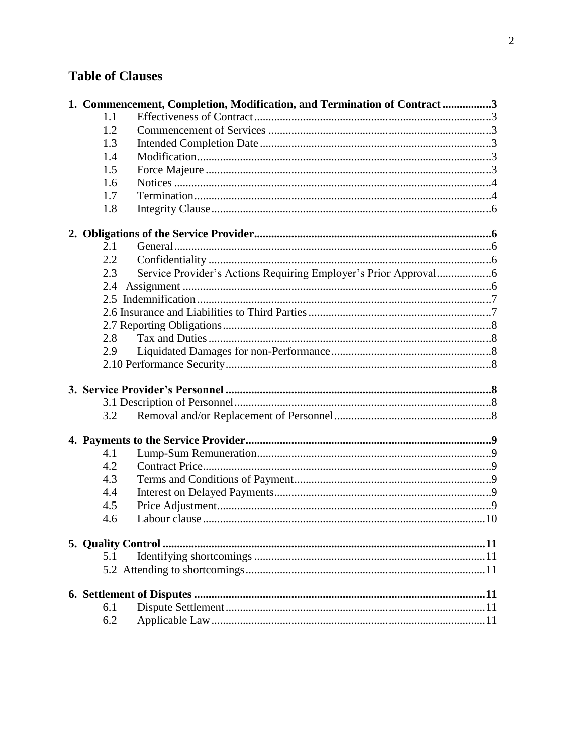## Table of Clauses

**1. Commencement, Completion, Modification, and Termination of Contract ................3**

- 1.1 Effectiveness of Contract ....3
- 1.2 Commencement of Services ....3
- 1.3 Intended Completion Date ....3
- 1.4 Modification ....3
- 1.5 Force Majeure ....3
- 1.6 Notices ....4
- 1.7 Termination ....4
- 1.8 Integrity Clause ....6

**2. Obligations of the Service Provider ....6**

- 2.1 General ....6
- 2.2 Confidentiality ....6
- 2.3 Service Provider's Actions Requiring Employer's Prior Approval ....6
- 2.4 Assignment ....6
- 2.5 Indemnification ....7
- 2.6 Insurance and Liabilities to Third Parties ....7
- 2.7 Reporting Obligations ....8
- 2.8 Tax and Duties ....8
- 2.9 Liquidated Damages for non-Performance ....8
- 2.10 Performance Security ....8

**3. Service Provider's Personnel ....8**

- 3.1 Description of Personnel ....8
- 3.2 Removal and/or Replacement of Personnel ....8

**4. Payments to the Service Provider ....9**

- 4.1 Lump-Sum Remuneration ....9
- 4.2 Contract Price ....9
- 4.3 Terms and Conditions of Payment ....9
- 4.4 Interest on Delayed Payments ....9
- 4.5 Price Adjustment ....9
- 4.6 Labour clause ....10

**5. Quality Control ....11**

- 5.1 Identifying shortcomings ....11
- 5.2 Attending to shortcomings ....11

**6. Settlement of Disputes ....11**

- 6.1 Dispute Settlement ....11
- 6.2 Applicable Law ....11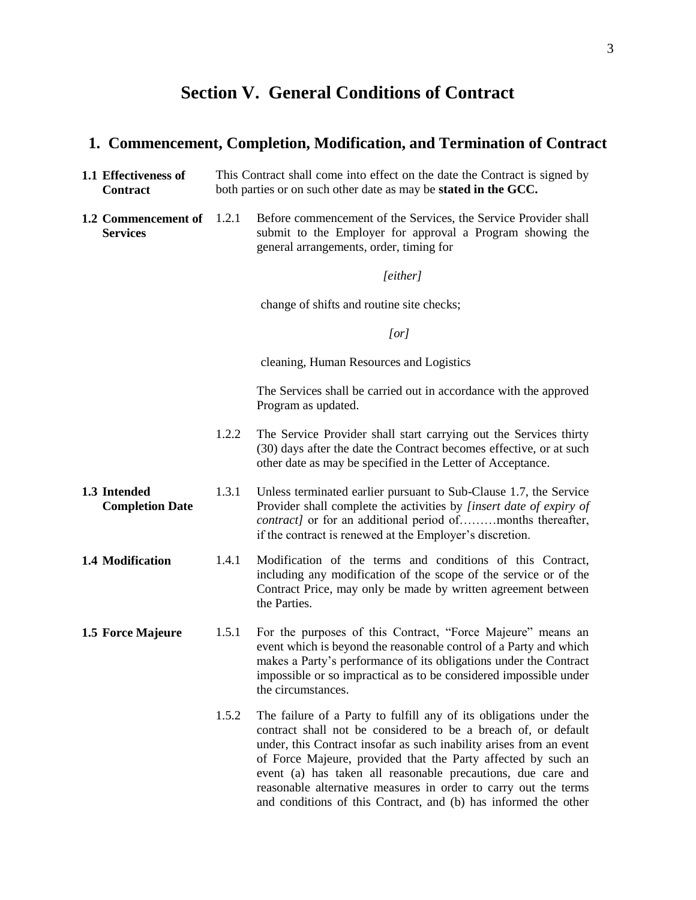# Section V. General Conditions of Contract

## 1. Commencement, Completion, Modification, and Termination of Contract

**1.1 Effectiveness of Contract**

This Contract shall come into effect on the date the Contract is signed by both parties or on such other date as may be **stated in the GCC.**

**1.2 Commencement of Services**

1.2.1 Before commencement of the Services, the Service Provider shall submit to the Employer for approval a Program showing the general arrangements, order, timing for

*[either]*

change of shifts and routine site checks;

*[or]*

cleaning, Human Resources and Logistics

The Services shall be carried out in accordance with the approved Program as updated.

1.2.2 The Service Provider shall start carrying out the Services thirty (30) days after the date the Contract becomes effective, or at such other date as may be specified in the Letter of Acceptance.

**1.3 Intended Completion Date**

1.3.1 Unless terminated earlier pursuant to Sub-Clause 1.7, the Service Provider shall complete the activities by *[insert date of expiry of contract]* or for an additional period of………months thereafter, if the contract is renewed at the Employer's discretion.

**1.4 Modification**

1.4.1 Modification of the terms and conditions of this Contract, including any modification of the scope of the service or of the Contract Price, may only be made by written agreement between the Parties.

**1.5 Force Majeure**

1.5.1 For the purposes of this Contract, "Force Majeure" means an event which is beyond the reasonable control of a Party and which makes a Party's performance of its obligations under the Contract impossible or so impractical as to be considered impossible under the circumstances.

1.5.2 The failure of a Party to fulfill any of its obligations under the contract shall not be considered to be a breach of, or default under, this Contract insofar as such inability arises from an event of Force Majeure, provided that the Party affected by such an event (a) has taken all reasonable precautions, due care and reasonable alternative measures in order to carry out the terms and conditions of this Contract, and (b) has informed the other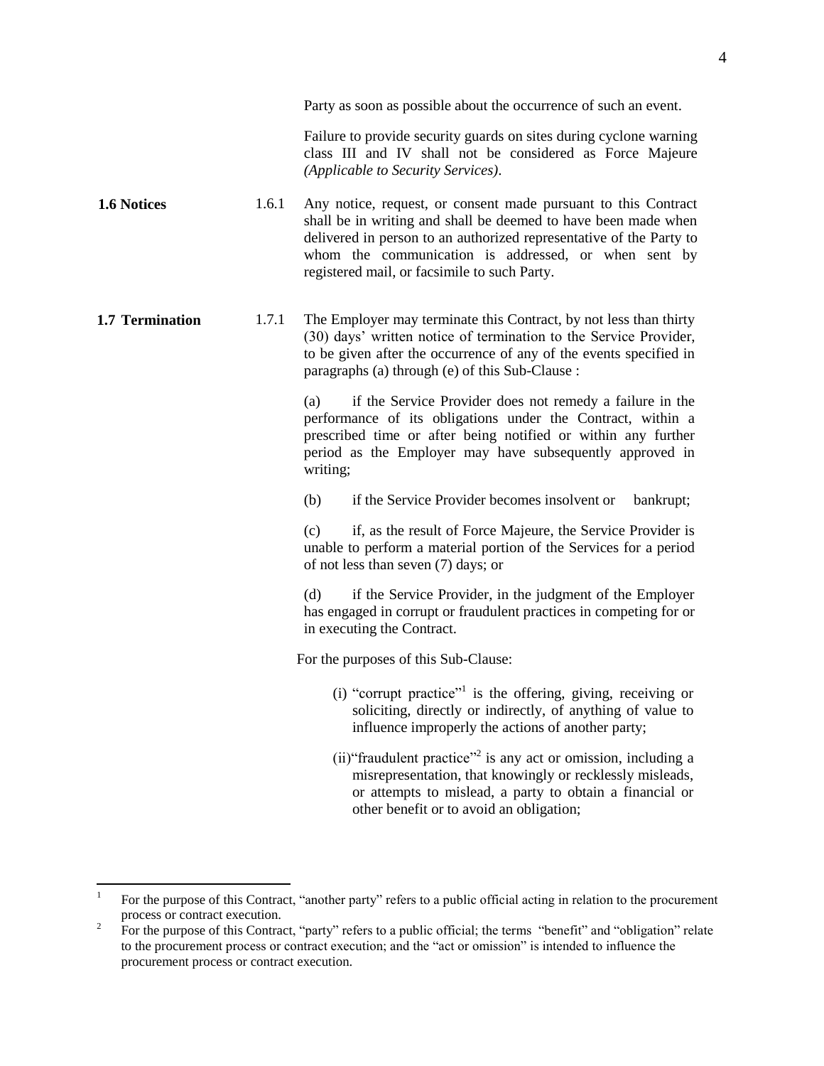Party as soon as possible about the occurrence of such an event.

Failure to provide security guards on sites during cyclone warning class III and IV shall not be considered as Force Majeure *(Applicable to Security Services)*.

**1.6 Notices**

1.6.1 Any notice, request, or consent made pursuant to this Contract shall be in writing and shall be deemed to have been made when delivered in person to an authorized representative of the Party to whom the communication is addressed, or when sent by registered mail, or facsimile to such Party.

**1.7 Termination**

1.7.1 The Employer may terminate this Contract, by not less than thirty (30) days' written notice of termination to the Service Provider, to be given after the occurrence of any of the events specified in paragraphs (a) through (e) of this Sub-Clause :

(a) if the Service Provider does not remedy a failure in the performance of its obligations under the Contract, within a prescribed time or after being notified or within any further period as the Employer may have subsequently approved in writing;

(b) if the Service Provider becomes insolvent or bankrupt;

(c) if, as the result of Force Majeure, the Service Provider is unable to perform a material portion of the Services for a period of not less than seven (7) days; or

(d) if the Service Provider, in the judgment of the Employer has engaged in corrupt or fraudulent practices in competing for or in executing the Contract.

For the purposes of this Sub-Clause:

(i) "corrupt practice"[1] is the offering, giving, receiving or soliciting, directly or indirectly, of anything of value to influence improperly the actions of another party;

(ii) "fraudulent practice"[2] is any act or omission, including a misrepresentation, that knowingly or recklessly misleads, or attempts to mislead, a party to obtain a financial or other benefit or to avoid an obligation;

---

[1] For the purpose of this Contract, "another party" refers to a public official acting in relation to the procurement process or contract execution.

[2] For the purpose of this Contract, "party" refers to a public official; the terms "benefit" and "obligation" relate to the procurement process or contract execution; and the "act or omission" is intended to influence the procurement process or contract execution.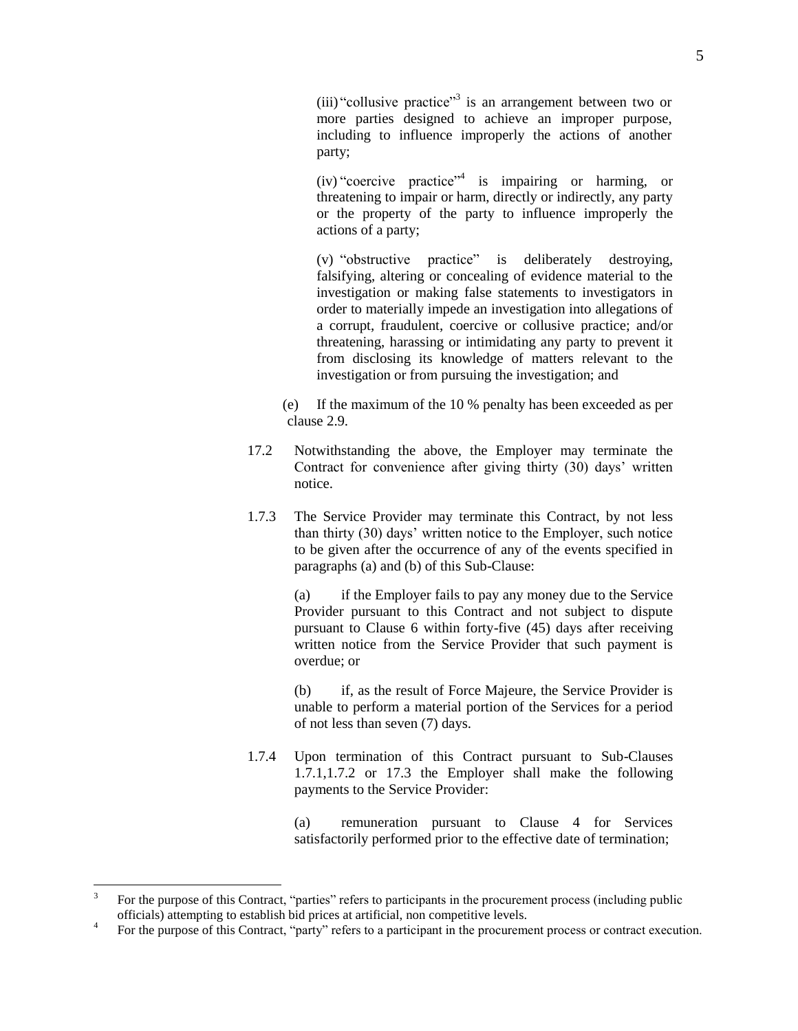(iii) "collusive practice"[3] is an arrangement between two or more parties designed to achieve an improper purpose, including to influence improperly the actions of another party;

(iv) "coercive practice"[4] is impairing or harming, or threatening to impair or harm, directly or indirectly, any party or the property of the party to influence improperly the actions of a party;

(v) "obstructive practice" is deliberately destroying, falsifying, altering or concealing of evidence material to the investigation or making false statements to investigators in order to materially impede an investigation into allegations of a corrupt, fraudulent, coercive or collusive practice; and/or threatening, harassing or intimidating any party to prevent it from disclosing its knowledge of matters relevant to the investigation or from pursuing the investigation; and

(e) If the maximum of the 10 % penalty has been exceeded as per clause 2.9.

17.2 Notwithstanding the above, the Employer may terminate the Contract for convenience after giving thirty (30) days' written notice.

1.7.3 The Service Provider may terminate this Contract, by not less than thirty (30) days' written notice to the Employer, such notice to be given after the occurrence of any of the events specified in paragraphs (a) and (b) of this Sub-Clause:

(a) if the Employer fails to pay any money due to the Service Provider pursuant to this Contract and not subject to dispute pursuant to Clause 6 within forty-five (45) days after receiving written notice from the Service Provider that such payment is overdue; or

(b) if, as the result of Force Majeure, the Service Provider is unable to perform a material portion of the Services for a period of not less than seven (7) days.

1.7.4 Upon termination of this Contract pursuant to Sub-Clauses 1.7.1,1.7.2 or 17.3 the Employer shall make the following payments to the Service Provider:

(a) remuneration pursuant to Clause 4 for Services satisfactorily performed prior to the effective date of termination;

---

[3] For the purpose of this Contract, "parties" refers to participants in the procurement process (including public officials) attempting to establish bid prices at artificial, non competitive levels.

[4] For the purpose of this Contract, "party" refers to a participant in the procurement process or contract execution.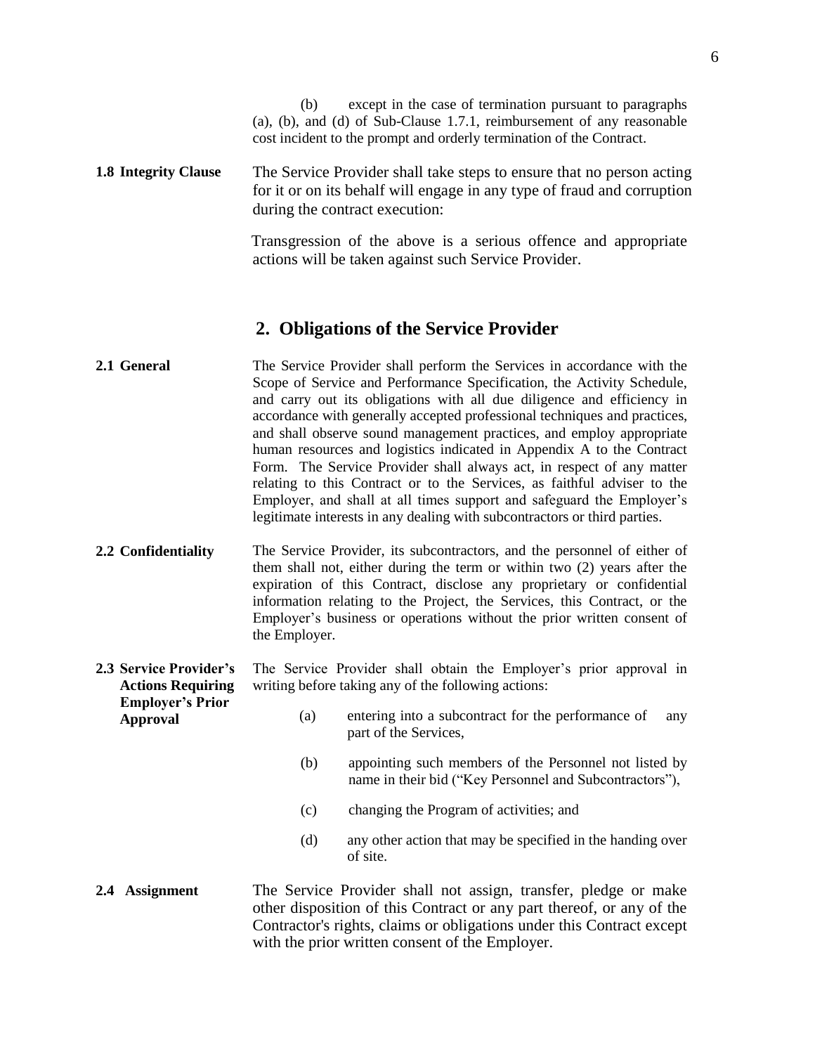(b) except in the case of termination pursuant to paragraphs (a), (b), and (d) of Sub-Clause 1.7.1, reimbursement of any reasonable cost incident to the prompt and orderly termination of the Contract.

**1.8 Integrity Clause** The Service Provider shall take steps to ensure that no person acting for it or on its behalf will engage in any type of fraud and corruption during the contract execution:

Transgression of the above is a serious offence and appropriate actions will be taken against such Service Provider.

## 2. Obligations of the Service Provider

**2.1 General** The Service Provider shall perform the Services in accordance with the Scope of Service and Performance Specification, the Activity Schedule, and carry out its obligations with all due diligence and efficiency in accordance with generally accepted professional techniques and practices, and shall observe sound management practices, and employ appropriate human resources and logistics indicated in Appendix A to the Contract Form. The Service Provider shall always act, in respect of any matter relating to this Contract or to the Services, as faithful adviser to the Employer, and shall at all times support and safeguard the Employer's legitimate interests in any dealing with subcontractors or third parties.

**2.2 Confidentiality** The Service Provider, its subcontractors, and the personnel of either of them shall not, either during the term or within two (2) years after the expiration of this Contract, disclose any proprietary or confidential information relating to the Project, the Services, this Contract, or the Employer's business or operations without the prior written consent of the Employer.

**2.3 Service Provider's Actions Requiring Employer's Prior Approval** The Service Provider shall obtain the Employer's prior approval in writing before taking any of the following actions:

(a) entering into a subcontract for the performance of any part of the Services,

(b) appointing such members of the Personnel not listed by name in their bid ("Key Personnel and Subcontractors"),

(c) changing the Program of activities; and

(d) any other action that may be specified in the handing over of site.

**2.4 Assignment** The Service Provider shall not assign, transfer, pledge or make other disposition of this Contract or any part thereof, or any of the Contractor's rights, claims or obligations under this Contract except with the prior written consent of the Employer.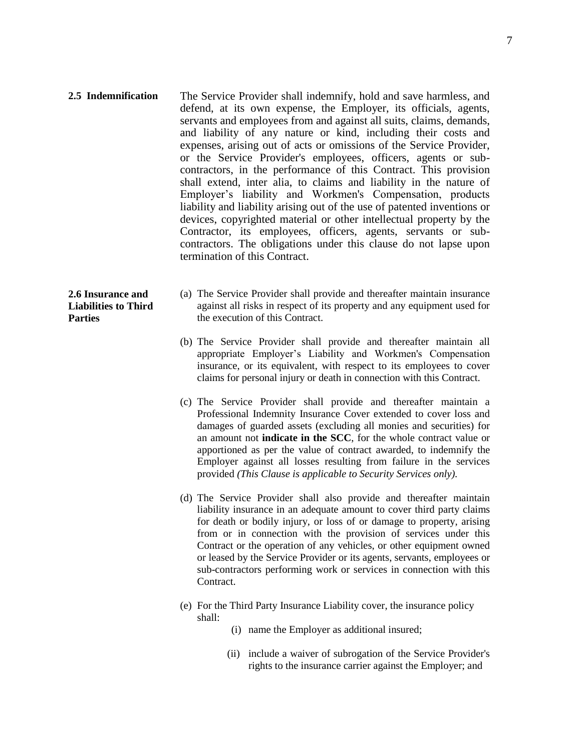**2.5 Indemnification**

The Service Provider shall indemnify, hold and save harmless, and defend, at its own expense, the Employer, its officials, agents, servants and employees from and against all suits, claims, demands, and liability of any nature or kind, including their costs and expenses, arising out of acts or omissions of the Service Provider, or the Service Provider's employees, officers, agents or sub-contractors, in the performance of this Contract. This provision shall extend, inter alia, to claims and liability in the nature of Employer's liability and Workmen's Compensation, products liability and liability arising out of the use of patented inventions or devices, copyrighted material or other intellectual property by the Contractor, its employees, officers, agents, servants or sub-contractors. The obligations under this clause do not lapse upon termination of this Contract.

**2.6 Insurance and Liabilities to Third Parties**

(a) The Service Provider shall provide and thereafter maintain insurance against all risks in respect of its property and any equipment used for the execution of this Contract.

(b) The Service Provider shall provide and thereafter maintain all appropriate Employer's Liability and Workmen's Compensation insurance, or its equivalent, with respect to its employees to cover claims for personal injury or death in connection with this Contract.

(c) The Service Provider shall provide and thereafter maintain a Professional Indemnity Insurance Cover extended to cover loss and damages of guarded assets (excluding all monies and securities) for an amount not **indicate in the SCC**, for the whole contract value or apportioned as per the value of contract awarded, to indemnify the Employer against all losses resulting from failure in the services provided *(This Clause is applicable to Security Services only).*

(d) The Service Provider shall also provide and thereafter maintain liability insurance in an adequate amount to cover third party claims for death or bodily injury, or loss of or damage to property, arising from or in connection with the provision of services under this Contract or the operation of any vehicles, or other equipment owned or leased by the Service Provider or its agents, servants, employees or sub-contractors performing work or services in connection with this Contract.

(e) For the Third Party Insurance Liability cover, the insurance policy shall:

  (i) name the Employer as additional insured;

  (ii) include a waiver of subrogation of the Service Provider's rights to the insurance carrier against the Employer; and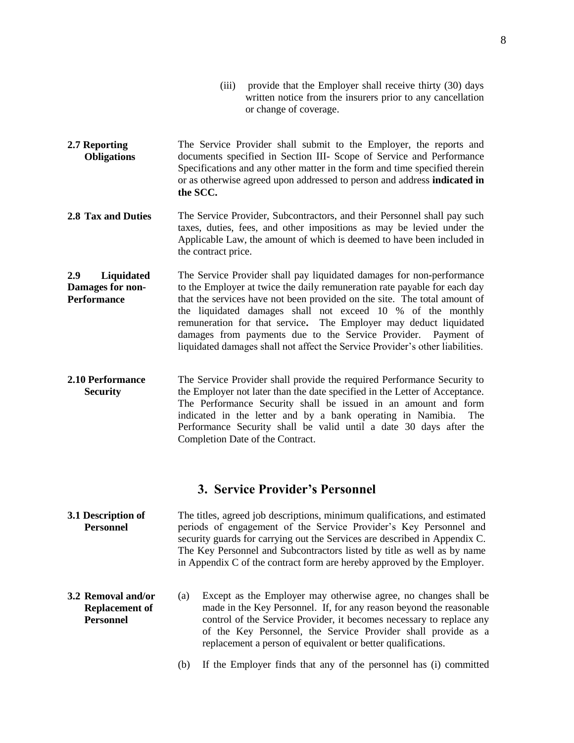(iii) provide that the Employer shall receive thirty (30) days written notice from the insurers prior to any cancellation or change of coverage.

**2.7 Reporting Obligations**

The Service Provider shall submit to the Employer, the reports and documents specified in Section III- Scope of Service and Performance Specifications and any other matter in the form and time specified therein or as otherwise agreed upon addressed to person and address **indicated in the SCC.**

**2.8 Tax and Duties**

The Service Provider, Subcontractors, and their Personnel shall pay such taxes, duties, fees, and other impositions as may be levied under the Applicable Law, the amount of which is deemed to have been included in the contract price.

**2.9 Liquidated Damages for non-Performance**

The Service Provider shall pay liquidated damages for non-performance to the Employer at twice the daily remuneration rate payable for each day that the services have not been provided on the site. The total amount of the liquidated damages shall not exceed 10 % of the monthly remuneration for that service**.** The Employer may deduct liquidated damages from payments due to the Service Provider. Payment of liquidated damages shall not affect the Service Provider's other liabilities.

**2.10 Performance Security**

The Service Provider shall provide the required Performance Security to the Employer not later than the date specified in the Letter of Acceptance. The Performance Security shall be issued in an amount and form indicated in the letter and by a bank operating in Namibia. The Performance Security shall be valid until a date 30 days after the Completion Date of the Contract.

## 3. Service Provider's Personnel

**3.1 Description of Personnel**

The titles, agreed job descriptions, minimum qualifications, and estimated periods of engagement of the Service Provider's Key Personnel and security guards for carrying out the Services are described in Appendix C. The Key Personnel and Subcontractors listed by title as well as by name in Appendix C of the contract form are hereby approved by the Employer.

**3.2 Removal and/or Replacement of Personnel**

(a) Except as the Employer may otherwise agree, no changes shall be made in the Key Personnel. If, for any reason beyond the reasonable control of the Service Provider, it becomes necessary to replace any of the Key Personnel, the Service Provider shall provide as a replacement a person of equivalent or better qualifications.

(b) If the Employer finds that any of the personnel has (i) committed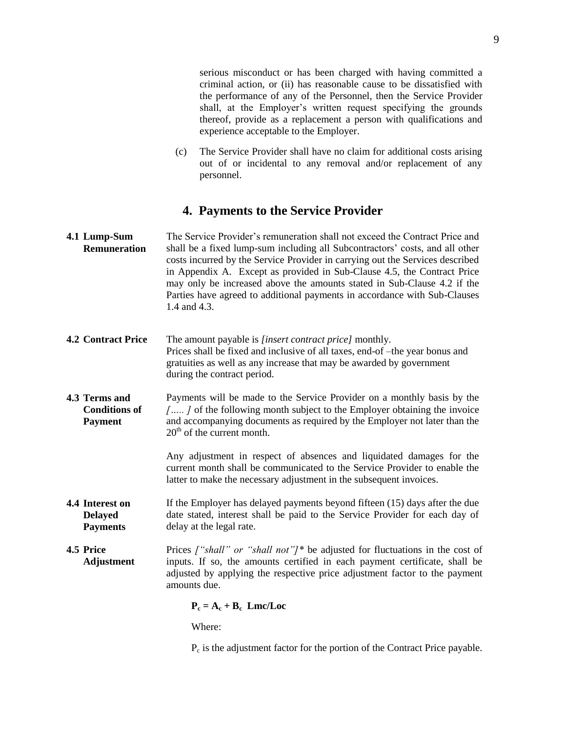serious misconduct or has been charged with having committed a criminal action, or (ii) has reasonable cause to be dissatisfied with the performance of any of the Personnel, then the Service Provider shall, at the Employer's written request specifying the grounds thereof, provide as a replacement a person with qualifications and experience acceptable to the Employer.

(c) The Service Provider shall have no claim for additional costs arising out of or incidental to any removal and/or replacement of any personnel.

## 4. Payments to the Service Provider

**4.1 Lump-Sum Remuneration**

The Service Provider's remuneration shall not exceed the Contract Price and shall be a fixed lump-sum including all Subcontractors' costs, and all other costs incurred by the Service Provider in carrying out the Services described in Appendix A. Except as provided in Sub-Clause 4.5, the Contract Price may only be increased above the amounts stated in Sub-Clause 4.2 if the Parties have agreed to additional payments in accordance with Sub-Clauses 1.4 and 4.3.

**4.2 Contract Price**

The amount payable is *[insert contract price]* monthly.
Prices shall be fixed and inclusive of all taxes, end-of –the year bonus and gratuities as well as any increase that may be awarded by government during the contract period.

**4.3 Terms and Conditions of Payment**

Payments will be made to the Service Provider on a monthly basis by the *[….. ]* of the following month subject to the Employer obtaining the invoice and accompanying documents as required by the Employer not later than the 20th of the current month.

Any adjustment in respect of absences and liquidated damages for the current month shall be communicated to the Service Provider to enable the latter to make the necessary adjustment in the subsequent invoices.

**4.4 Interest on Delayed Payments**

If the Employer has delayed payments beyond fifteen (15) days after the due date stated, interest shall be paid to the Service Provider for each day of delay at the legal rate.

**4.5 Price Adjustment**

Prices *["shall" or "shall not"]** be adjusted for fluctuations in the cost of inputs. If so, the amounts certified in each payment certificate, shall be adjusted by applying the respective price adjustment factor to the payment amounts due.

$$\mathbf{P_c = A_c + B_c \; Lmc/Loc}$$

Where:

$P_c$ is the adjustment factor for the portion of the Contract Price payable.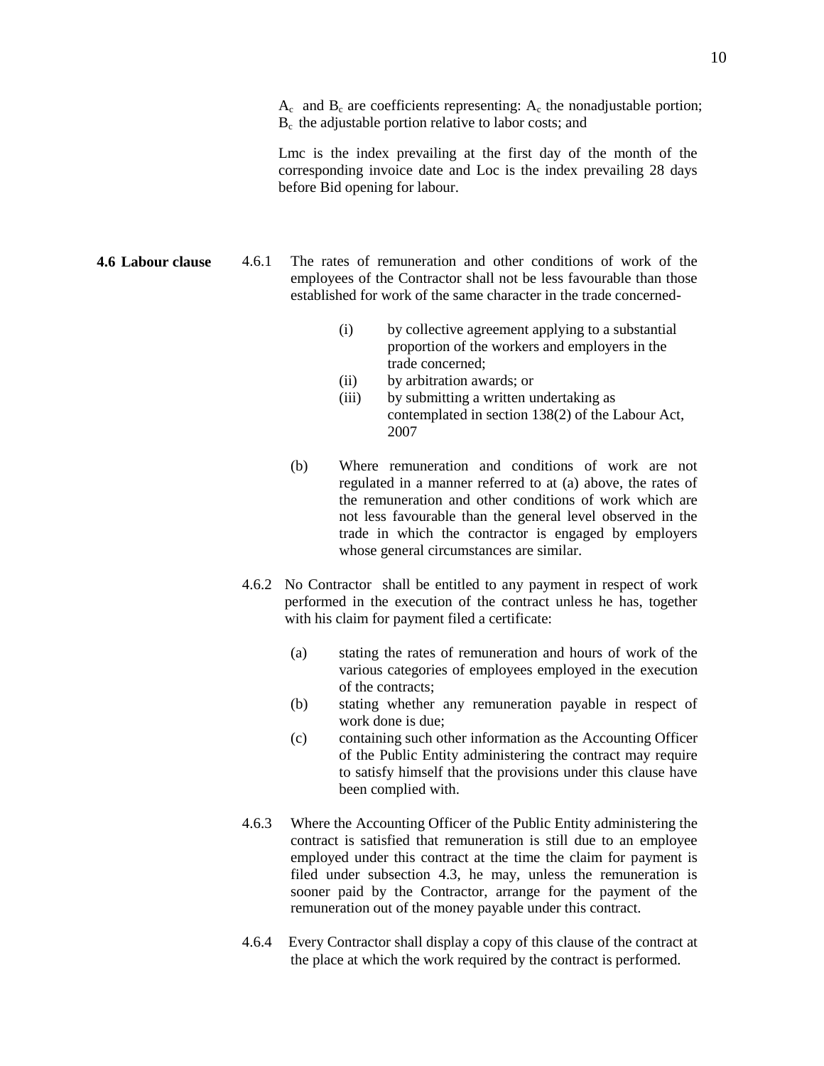$A_c$ and $B_c$ are coefficients representing: $A_c$ the nonadjustable portion; $B_c$ the adjustable portion relative to labor costs; and

Lmc is the index prevailing at the first day of the month of the corresponding invoice date and Loc is the index prevailing 28 days before Bid opening for labour.

**4.6 Labour clause**

4.6.1 The rates of remuneration and other conditions of work of the employees of the Contractor shall not be less favourable than those established for work of the same character in the trade concerned-

- (i) by collective agreement applying to a substantial proportion of the workers and employers in the trade concerned;
- (ii) by arbitration awards; or
- (iii) by submitting a written undertaking as contemplated in section 138(2) of the Labour Act, 2007

(b) Where remuneration and conditions of work are not regulated in a manner referred to at (a) above, the rates of the remuneration and other conditions of work which are not less favourable than the general level observed in the trade in which the contractor is engaged by employers whose general circumstances are similar.

4.6.2 No Contractor shall be entitled to any payment in respect of work performed in the execution of the contract unless he has, together with his claim for payment filed a certificate:

- (a) stating the rates of remuneration and hours of work of the various categories of employees employed in the execution of the contracts;
- (b) stating whether any remuneration payable in respect of work done is due;
- (c) containing such other information as the Accounting Officer of the Public Entity administering the contract may require to satisfy himself that the provisions under this clause have been complied with.

4.6.3 Where the Accounting Officer of the Public Entity administering the contract is satisfied that remuneration is still due to an employee employed under this contract at the time the claim for payment is filed under subsection 4.3, he may, unless the remuneration is sooner paid by the Contractor, arrange for the payment of the remuneration out of the money payable under this contract.

4.6.4 Every Contractor shall display a copy of this clause of the contract at the place at which the work required by the contract is performed.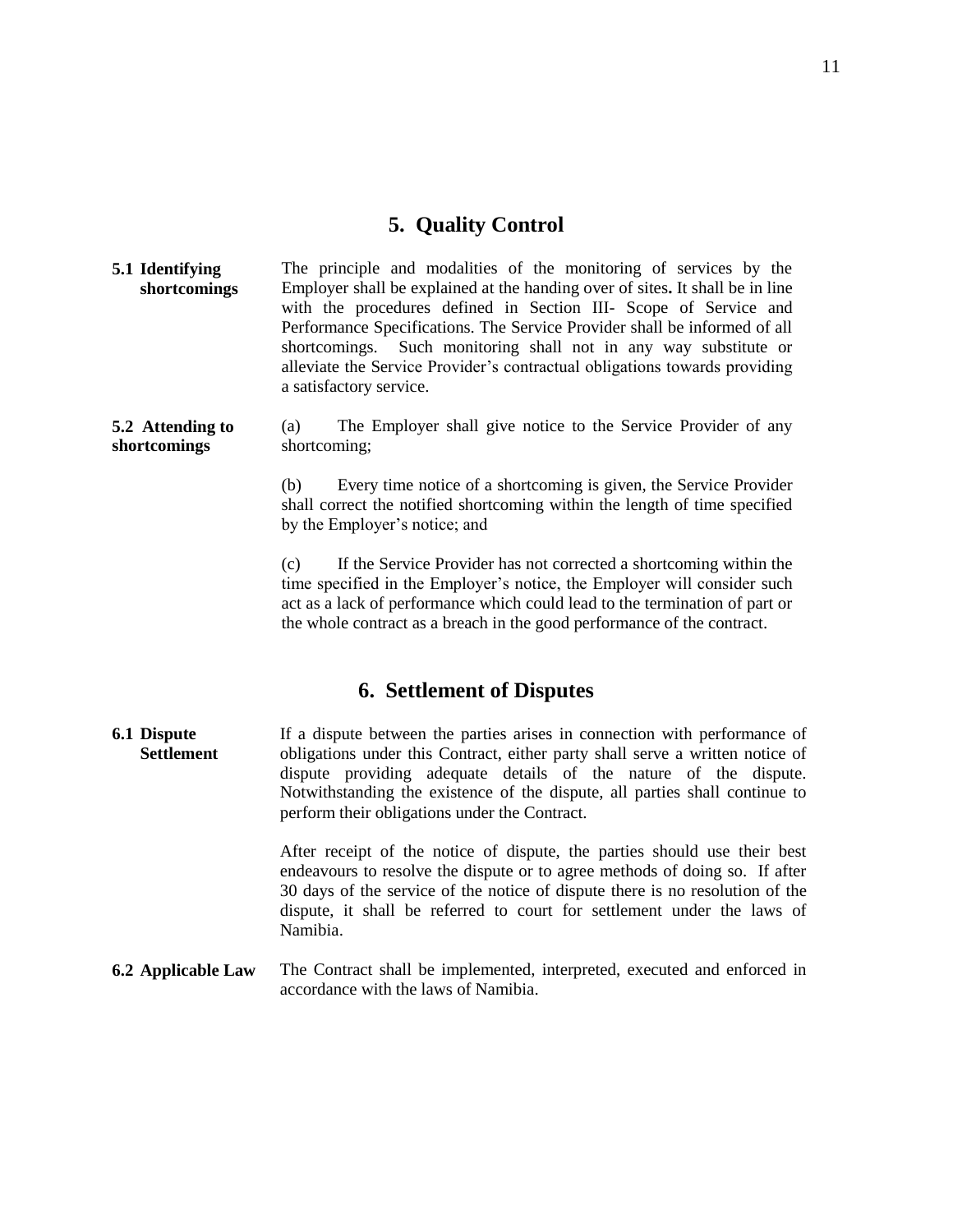## 5. Quality Control

**5.1 Identifying shortcomings**

The principle and modalities of the monitoring of services by the Employer shall be explained at the handing over of sites**.** It shall be in line with the procedures defined in Section III- Scope of Service and Performance Specifications. The Service Provider shall be informed of all shortcomings. Such monitoring shall not in any way substitute or alleviate the Service Provider's contractual obligations towards providing a satisfactory service.

**5.2 Attending to shortcomings**

(a) The Employer shall give notice to the Service Provider of any shortcoming;

(b) Every time notice of a shortcoming is given, the Service Provider shall correct the notified shortcoming within the length of time specified by the Employer's notice; and

(c) If the Service Provider has not corrected a shortcoming within the time specified in the Employer's notice, the Employer will consider such act as a lack of performance which could lead to the termination of part or the whole contract as a breach in the good performance of the contract.

## 6. Settlement of Disputes

**6.1 Dispute Settlement**

If a dispute between the parties arises in connection with performance of obligations under this Contract, either party shall serve a written notice of dispute providing adequate details of the nature of the dispute. Notwithstanding the existence of the dispute, all parties shall continue to perform their obligations under the Contract.

After receipt of the notice of dispute, the parties should use their best endeavours to resolve the dispute or to agree methods of doing so. If after 30 days of the service of the notice of dispute there is no resolution of the dispute, it shall be referred to court for settlement under the laws of Namibia.

**6.2 Applicable Law**

The Contract shall be implemented, interpreted, executed and enforced in accordance with the laws of Namibia.